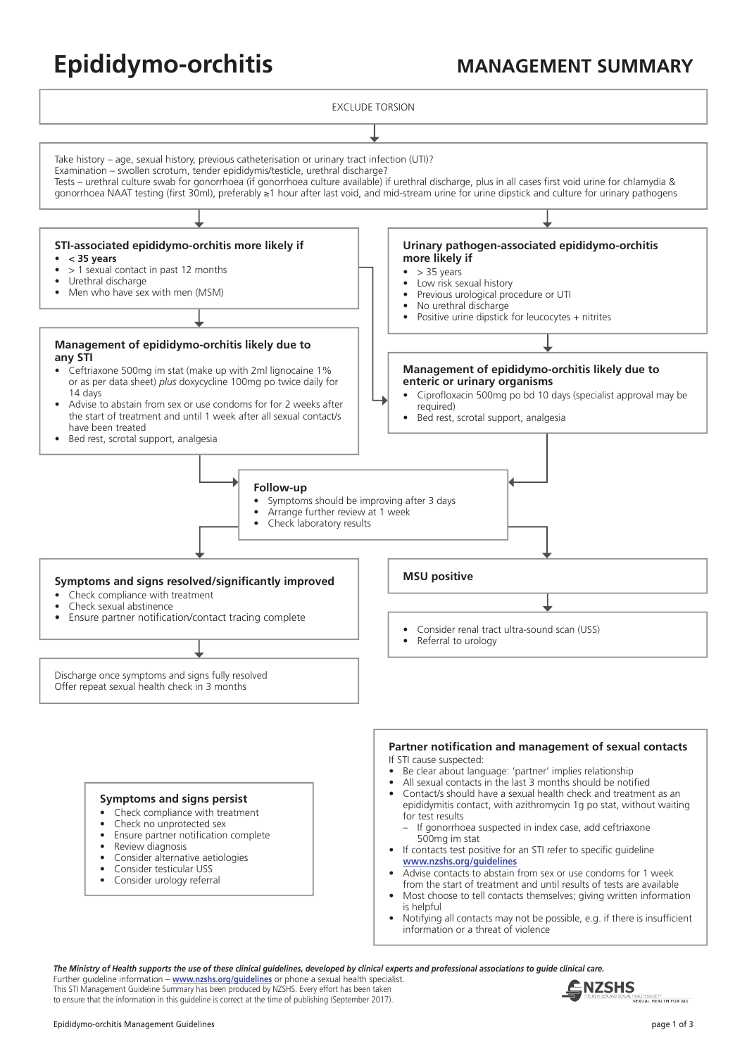# Epididymo-orchitis

## MANAGEMENT SUMMARY

EXCLUDE TORSION

Take history – age, sexual history, previous catheterisation or urinary tract infection (UTI)?
Examination – swollen scrotum, tender epididymis/testicle, urethral discharge?
Tests – urethral culture swab for gonorrhoea (if gonorrhoea culture available) if urethral discharge, plus in all cases first void urine for chlamydia & gonorrhoea NAAT testing (first 30ml), preferably ≥1 hour after last void, and mid-stream urine for urine dipstick and culture for urinary pathogens

### STI-associated epididymo-orchitis more likely if

- **< 35 years**
- > 1 sexual contact in past 12 months
- Urethral discharge
- Men who have sex with men (MSM)

### Management of epididymo-orchitis likely due to any STI

- Ceftriaxone 500mg im stat (make up with 2ml lignocaine 1% or as per data sheet) *plus* doxycycline 100mg po twice daily for 14 days
- Advise to abstain from sex or use condoms for for 2 weeks after the start of treatment and until 1 week after all sexual contact/s have been treated
- Bed rest, scrotal support, analgesia

### Urinary pathogen-associated epididymo-orchitis more likely if

- > 35 years
- Low risk sexual history
- Previous urological procedure or UTI
- No urethral discharge
- Positive urine dipstick for leucocytes + nitrites

### Management of epididymo-orchitis likely due to enteric or urinary organisms

- Ciprofloxacin 500mg po bd 10 days (specialist approval may be required)
- Bed rest, scrotal support, analgesia

### Follow-up

- Symptoms should be improving after 3 days
- Arrange further review at 1 week
- Check laboratory results

### Symptoms and signs resolved/significantly improved

- Check compliance with treatment
- Check sexual abstinence
- Ensure partner notification/contact tracing complete

Discharge once symptoms and signs fully resolved
Offer repeat sexual health check in 3 months

### MSU positive

- Consider renal tract ultra-sound scan (USS)
- Referral to urology

### Symptoms and signs persist

- Check compliance with treatment
- Check no unprotected sex
- Ensure partner notification complete
- Review diagnosis
- Consider alternative aetiologies
- Consider testicular USS
- Consider urology referral

### Partner notification and management of sexual contacts

If STI cause suspected:

- Be clear about language: 'partner' implies relationship
- All sexual contacts in the last 3 months should be notified
- Contact/s should have a sexual health check and treatment as an epididymitis contact, with azithromycin 1g po stat, without waiting for test results
  - If gonorrhoea suspected in index case, add ceftriaxone 500mg im stat
- If contacts test positive for an STI refer to specific guideline www.nzshs.org/guidelines
- Advise contacts to abstain from sex or use condoms for 1 week from the start of treatment and until results of tests are available
- Most choose to tell contacts themselves; giving written information is helpful
- Notifying all contacts may not be possible, e.g. if there is insufficient information or a threat of violence

***The Ministry of Health supports the use of these clinical guidelines, developed by clinical experts and professional associations to guide clinical care.***
Further guideline information – www.nzshs.org/guidelines or phone a sexual health specialist.
This STI Management Guideline Summary has been produced by NZSHS. Every effort has been taken to ensure that the information in this guideline is correct at the time of publishing (September 2017).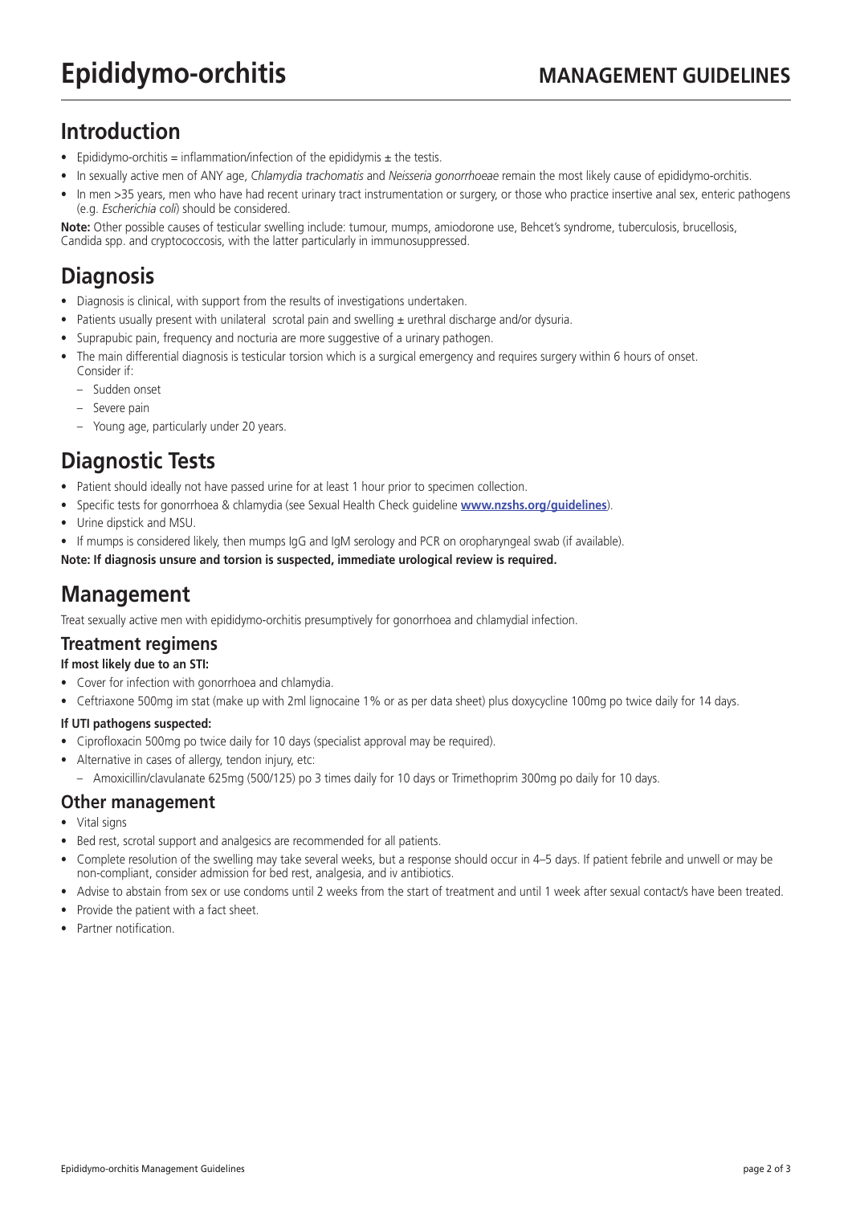# Epididymo-orchitis

## MANAGEMENT GUIDELINES

## Introduction

- Epididymo-orchitis = inflammation/infection of the epididymis ± the testis.
- In sexually active men of ANY age, *Chlamydia trachomatis* and *Neisseria gonorrhoeae* remain the most likely cause of epididymo-orchitis.
- In men >35 years, men who have had recent urinary tract instrumentation or surgery, or those who practice insertive anal sex, enteric pathogens (e.g. *Escherichia coli*) should be considered.

**Note:** Other possible causes of testicular swelling include: tumour, mumps, amiodorone use, Behcet's syndrome, tuberculosis, brucellosis, Candida spp. and cryptococcosis, with the latter particularly in immunosuppressed.

## Diagnosis

- Diagnosis is clinical, with support from the results of investigations undertaken.
- Patients usually present with unilateral scrotal pain and swelling ± urethral discharge and/or dysuria.
- Suprapubic pain, frequency and nocturia are more suggestive of a urinary pathogen.
- The main differential diagnosis is testicular torsion which is a surgical emergency and requires surgery within 6 hours of onset. Consider if:
  - Sudden onset
  - Severe pain
  - Young age, particularly under 20 years.

## Diagnostic Tests

- Patient should ideally not have passed urine for at least 1 hour prior to specimen collection.
- Specific tests for gonorrhoea & chlamydia (see Sexual Health Check guideline **www.nzshs.org/guidelines**).
- Urine dipstick and MSU.
- If mumps is considered likely, then mumps IgG and IgM serology and PCR on oropharyngeal swab (if available).

**Note: If diagnosis unsure and torsion is suspected, immediate urological review is required.**

## Management

Treat sexually active men with epididymo-orchitis presumptively for gonorrhoea and chlamydial infection.

### Treatment regimens

**If most likely due to an STI:**

- Cover for infection with gonorrhoea and chlamydia.
- Ceftriaxone 500mg im stat (make up with 2ml lignocaine 1% or as per data sheet) plus doxycycline 100mg po twice daily for 14 days.

**If UTI pathogens suspected:**

- Ciprofloxacin 500mg po twice daily for 10 days (specialist approval may be required).
- Alternative in cases of allergy, tendon injury, etc:
  - Amoxicillin/clavulanate 625mg (500/125) po 3 times daily for 10 days or Trimethoprim 300mg po daily for 10 days.

### Other management

- Vital signs
- Bed rest, scrotal support and analgesics are recommended for all patients.
- Complete resolution of the swelling may take several weeks, but a response should occur in 4–5 days. If patient febrile and unwell or may be non-compliant, consider admission for bed rest, analgesia, and iv antibiotics.
- Advise to abstain from sex or use condoms until 2 weeks from the start of treatment and until 1 week after sexual contact/s have been treated.
- Provide the patient with a fact sheet.
- Partner notification.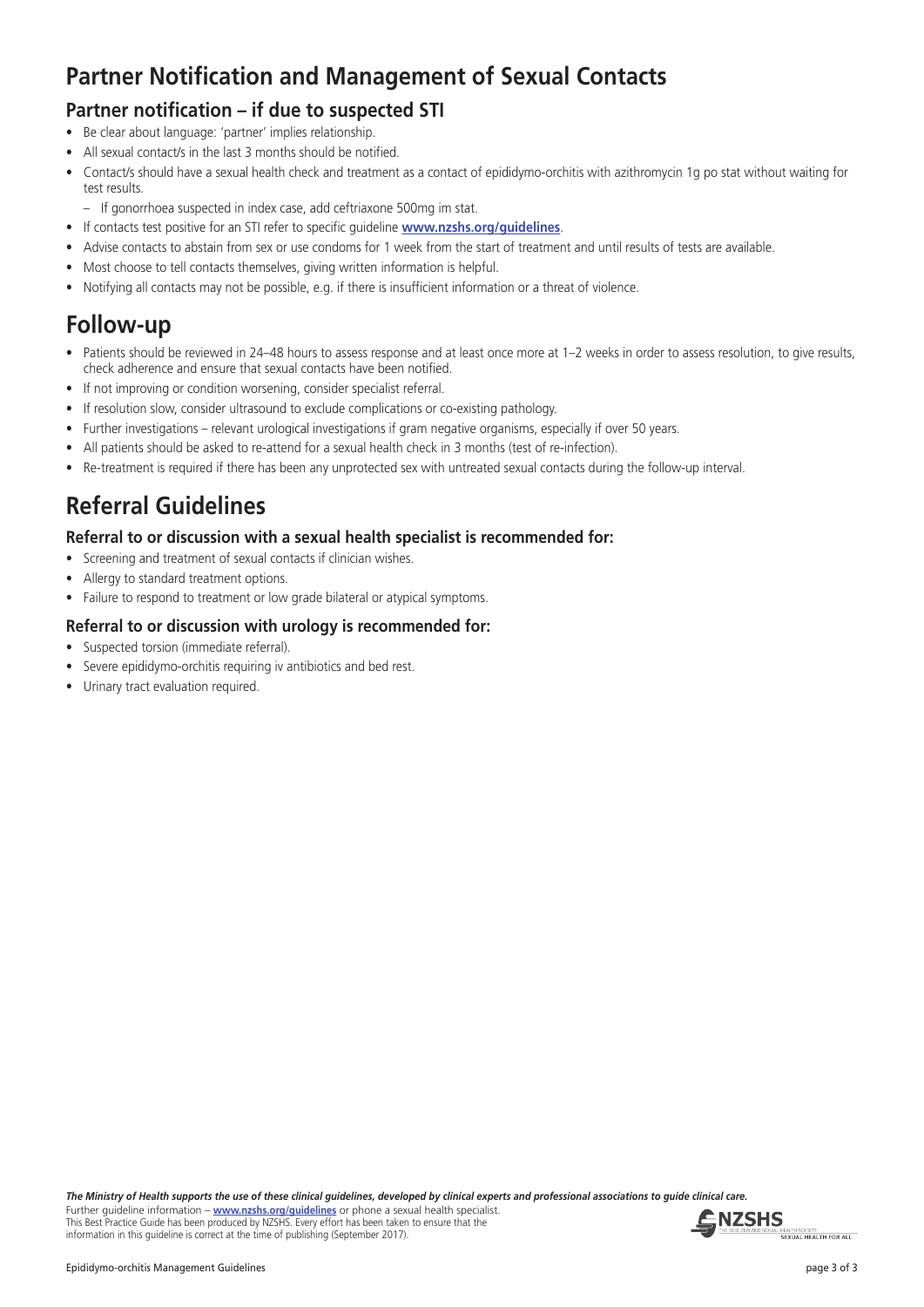# Partner Notification and Management of Sexual Contacts

## Partner notification – if due to suspected STI

- Be clear about language: 'partner' implies relationship.
- All sexual contact/s in the last 3 months should be notified.
- Contact/s should have a sexual health check and treatment as a contact of epididymo-orchitis with azithromycin 1g po stat without waiting for test results.
  - If gonorrhoea suspected in index case, add ceftriaxone 500mg im stat.
- If contacts test positive for an STI refer to specific guideline **www.nzshs.org/guidelines**.
- Advise contacts to abstain from sex or use condoms for 1 week from the start of treatment and until results of tests are available.
- Most choose to tell contacts themselves, giving written information is helpful.
- Notifying all contacts may not be possible, e.g. if there is insufficient information or a threat of violence.

# Follow-up

- Patients should be reviewed in 24–48 hours to assess response and at least once more at 1–2 weeks in order to assess resolution, to give results, check adherence and ensure that sexual contacts have been notified.
- If not improving or condition worsening, consider specialist referral.
- If resolution slow, consider ultrasound to exclude complications or co-existing pathology.
- Further investigations – relevant urological investigations if gram negative organisms, especially if over 50 years.
- All patients should be asked to re-attend for a sexual health check in 3 months (test of re-infection).
- Re-treatment is required if there has been any unprotected sex with untreated sexual contacts during the follow-up interval.

# Referral Guidelines

### Referral to or discussion with a sexual health specialist is recommended for:

- Screening and treatment of sexual contacts if clinician wishes.
- Allergy to standard treatment options.
- Failure to respond to treatment or low grade bilateral or atypical symptoms.

### Referral to or discussion with urology is recommended for:

- Suspected torsion (immediate referral).
- Severe epididymo-orchitis requiring iv antibiotics and bed rest.
- Urinary tract evaluation required.

***The Ministry of Health supports the use of these clinical guidelines, developed by clinical experts and professional associations to guide clinical care.***

Further guideline information – **www.nzshs.org/guidelines** or phone a sexual health specialist.
This Best Practice Guide has been produced by NZSHS. Every effort has been taken to ensure that the information in this guideline is correct at the time of publishing (September 2017).